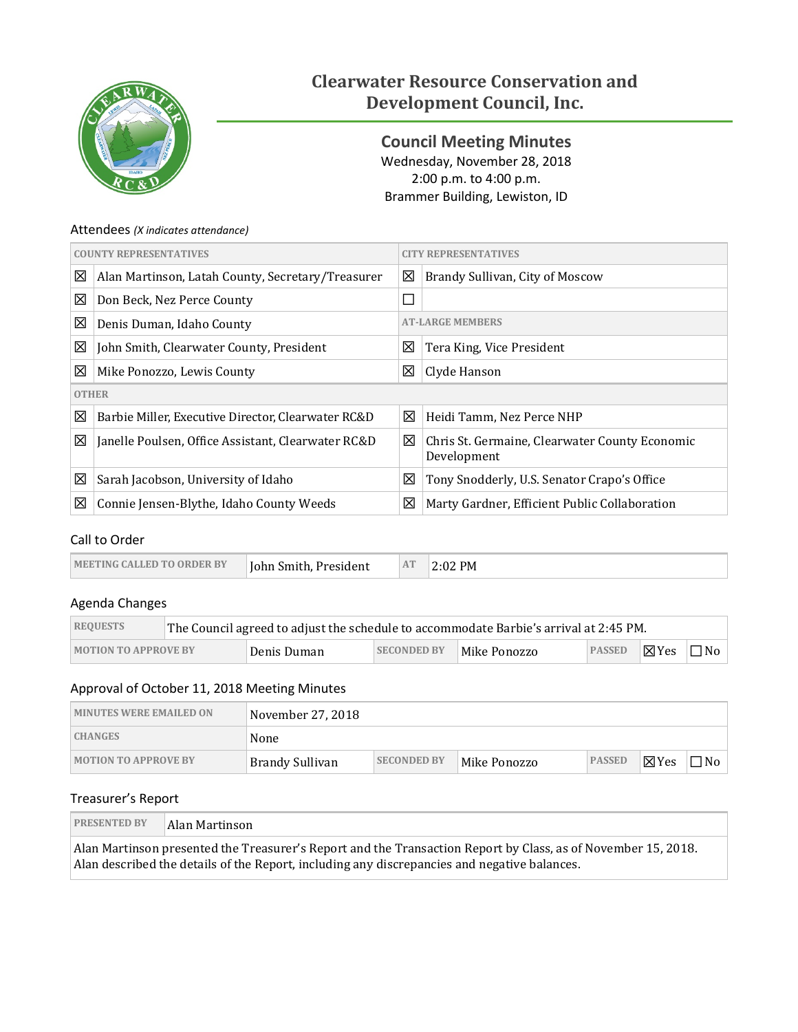# Clearwater Resource Conservation and Development Council, Inc.

## Council Meeting Minutes

Wednesday, November 28, 2018
2:00 p.m. to 4:00 p.m.
Brammer Building, Lewiston, ID

### Attendees *(X indicates attendance)*

| COUNTY REPRESENTATIVES | | CITY REPRESENTATIVES | |
|---|---|---|---|
| ☒ | Alan Martinson, Latah County, Secretary/Treasurer | ☒ | Brandy Sullivan, City of Moscow |
| ☒ | Don Beck, Nez Perce County | ☐ | |
| ☒ | Denis Duman, Idaho County | AT-LARGE MEMBERS | |
| ☒ | John Smith, Clearwater County, President | ☒ | Tera King, Vice President |
| ☒ | Mike Ponozzo, Lewis County | ☒ | Clyde Hanson |
| OTHER | | | |
| ☒ | Barbie Miller, Executive Director, Clearwater RC&D | ☒ | Heidi Tamm, Nez Perce NHP |
| ☒ | Janelle Poulsen, Office Assistant, Clearwater RC&D | ☒ | Chris St. Germaine, Clearwater County Economic Development |
| ☒ | Sarah Jacobson, University of Idaho | ☒ | Tony Snodderly, U.S. Senator Crapo's Office |
| ☒ | Connie Jensen-Blythe, Idaho County Weeds | ☒ | Marty Gardner, Efficient Public Collaboration |

### Call to Order

| MEETING CALLED TO ORDER BY | John Smith, President | AT | 2:02 PM |
|---|---|---|---|

### Agenda Changes

| REQUESTS | The Council agreed to adjust the schedule to accommodate Barbie's arrival at 2:45 PM. | | | | | |
|---|---|---|---|---|---|---|
| MOTION TO APPROVE BY | Denis Duman | SECONDED BY | Mike Ponozzo | PASSED | ☒Yes | ☐No |

### Approval of October 11, 2018 Meeting Minutes

| MINUTES WERE EMAILED ON | November 27, 2018 | | | | | |
|---|---|---|---|---|---|---|
| CHANGES | None | | | | | |
| MOTION TO APPROVE BY | Brandy Sullivan | SECONDED BY | Mike Ponozzo | PASSED | ☒Yes | ☐No |

### Treasurer's Report

| PRESENTED BY | Alan Martinson |
|---|---|

Alan Martinson presented the Treasurer's Report and the Transaction Report by Class, as of November 15, 2018. Alan described the details of the Report, including any discrepancies and negative balances.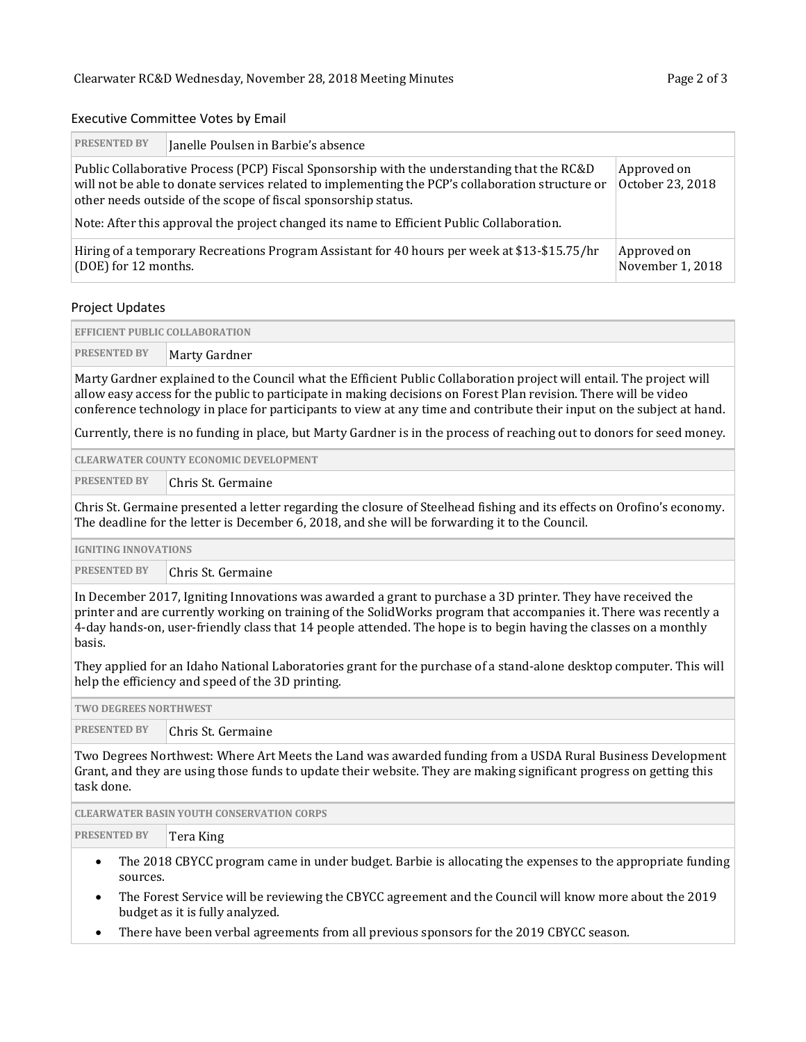## Executive Committee Votes by Email

| PRESENTED BY | Janelle Poulsen in Barbie's absence |
|---|---|
| Public Collaborative Process (PCP) Fiscal Sponsorship with the understanding that the RC&D will not be able to donate services related to implementing the PCP's collaboration structure or other needs outside of the scope of fiscal sponsorship status.<br><br>Note: After this approval the project changed its name to Efficient Public Collaboration. | Approved on October 23, 2018 |
| Hiring of a temporary Recreations Program Assistant for 40 hours per week at $13-$15.75/hr (DOE) for 12 months. | Approved on November 1, 2018 |

## Project Updates

### EFFICIENT PUBLIC COLLABORATION

**PRESENTED BY** Marty Gardner

Marty Gardner explained to the Council what the Efficient Public Collaboration project will entail. The project will allow easy access for the public to participate in making decisions on Forest Plan revision. There will be video conference technology in place for participants to view at any time and contribute their input on the subject at hand.

Currently, there is no funding in place, but Marty Gardner is in the process of reaching out to donors for seed money.

### CLEARWATER COUNTY ECONOMIC DEVELOPMENT

**PRESENTED BY** Chris St. Germaine

Chris St. Germaine presented a letter regarding the closure of Steelhead fishing and its effects on Orofino's economy. The deadline for the letter is December 6, 2018, and she will be forwarding it to the Council.

### IGNITING INNOVATIONS

**PRESENTED BY** Chris St. Germaine

In December 2017, Igniting Innovations was awarded a grant to purchase a 3D printer. They have received the printer and are currently working on training of the SolidWorks program that accompanies it. There was recently a 4-day hands-on, user-friendly class that 14 people attended. The hope is to begin having the classes on a monthly basis.

They applied for an Idaho National Laboratories grant for the purchase of a stand-alone desktop computer. This will help the efficiency and speed of the 3D printing.

### TWO DEGREES NORTHWEST

**PRESENTED BY** Chris St. Germaine

Two Degrees Northwest: Where Art Meets the Land was awarded funding from a USDA Rural Business Development Grant, and they are using those funds to update their website. They are making significant progress on getting this task done.

### CLEARWATER BASIN YOUTH CONSERVATION CORPS

**PRESENTED BY** Tera King

- The 2018 CBYCC program came in under budget. Barbie is allocating the expenses to the appropriate funding sources.
- The Forest Service will be reviewing the CBYCC agreement and the Council will know more about the 2019 budget as it is fully analyzed.
- There have been verbal agreements from all previous sponsors for the 2019 CBYCC season.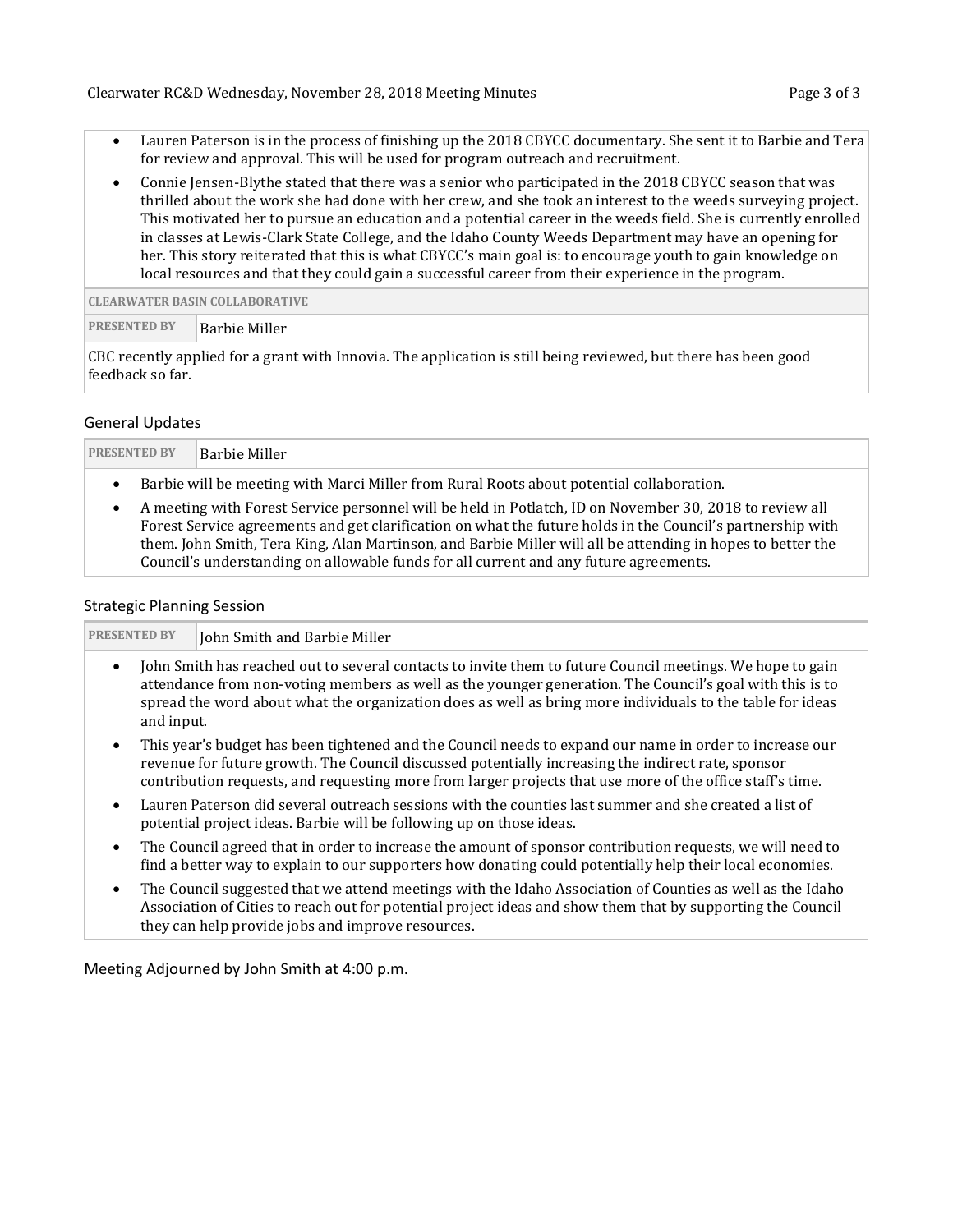- Lauren Paterson is in the process of finishing up the 2018 CBYCC documentary. She sent it to Barbie and Tera for review and approval. This will be used for program outreach and recruitment.
- Connie Jensen-Blythe stated that there was a senior who participated in the 2018 CBYCC season that was thrilled about the work she had done with her crew, and she took an interest to the weeds surveying project. This motivated her to pursue an education and a potential career in the weeds field. She is currently enrolled in classes at Lewis-Clark State College, and the Idaho County Weeds Department may have an opening for her. This story reiterated that this is what CBYCC's main goal is: to encourage youth to gain knowledge on local resources and that they could gain a successful career from their experience in the program.

**CLEARWATER BASIN COLLABORATIVE**

| | |
|---|---|
| **PRESENTED BY** | Barbie Miller |

CBC recently applied for a grant with Innovia. The application is still being reviewed, but there has been good feedback so far.

## General Updates

| | |
|---|---|
| **PRESENTED BY** | Barbie Miller |

- Barbie will be meeting with Marci Miller from Rural Roots about potential collaboration.
- A meeting with Forest Service personnel will be held in Potlatch, ID on November 30, 2018 to review all Forest Service agreements and get clarification on what the future holds in the Council's partnership with them. John Smith, Tera King, Alan Martinson, and Barbie Miller will all be attending in hopes to better the Council's understanding on allowable funds for all current and any future agreements.

## Strategic Planning Session

| | |
|---|---|
| **PRESENTED BY** | John Smith and Barbie Miller |

- John Smith has reached out to several contacts to invite them to future Council meetings. We hope to gain attendance from non-voting members as well as the younger generation. The Council's goal with this is to spread the word about what the organization does as well as bring more individuals to the table for ideas and input.
- This year's budget has been tightened and the Council needs to expand our name in order to increase our revenue for future growth. The Council discussed potentially increasing the indirect rate, sponsor contribution requests, and requesting more from larger projects that use more of the office staff's time.
- Lauren Paterson did several outreach sessions with the counties last summer and she created a list of potential project ideas. Barbie will be following up on those ideas.
- The Council agreed that in order to increase the amount of sponsor contribution requests, we will need to find a better way to explain to our supporters how donating could potentially help their local economies.
- The Council suggested that we attend meetings with the Idaho Association of Counties as well as the Idaho Association of Cities to reach out for potential project ideas and show them that by supporting the Council they can help provide jobs and improve resources.

Meeting Adjourned by John Smith at 4:00 p.m.